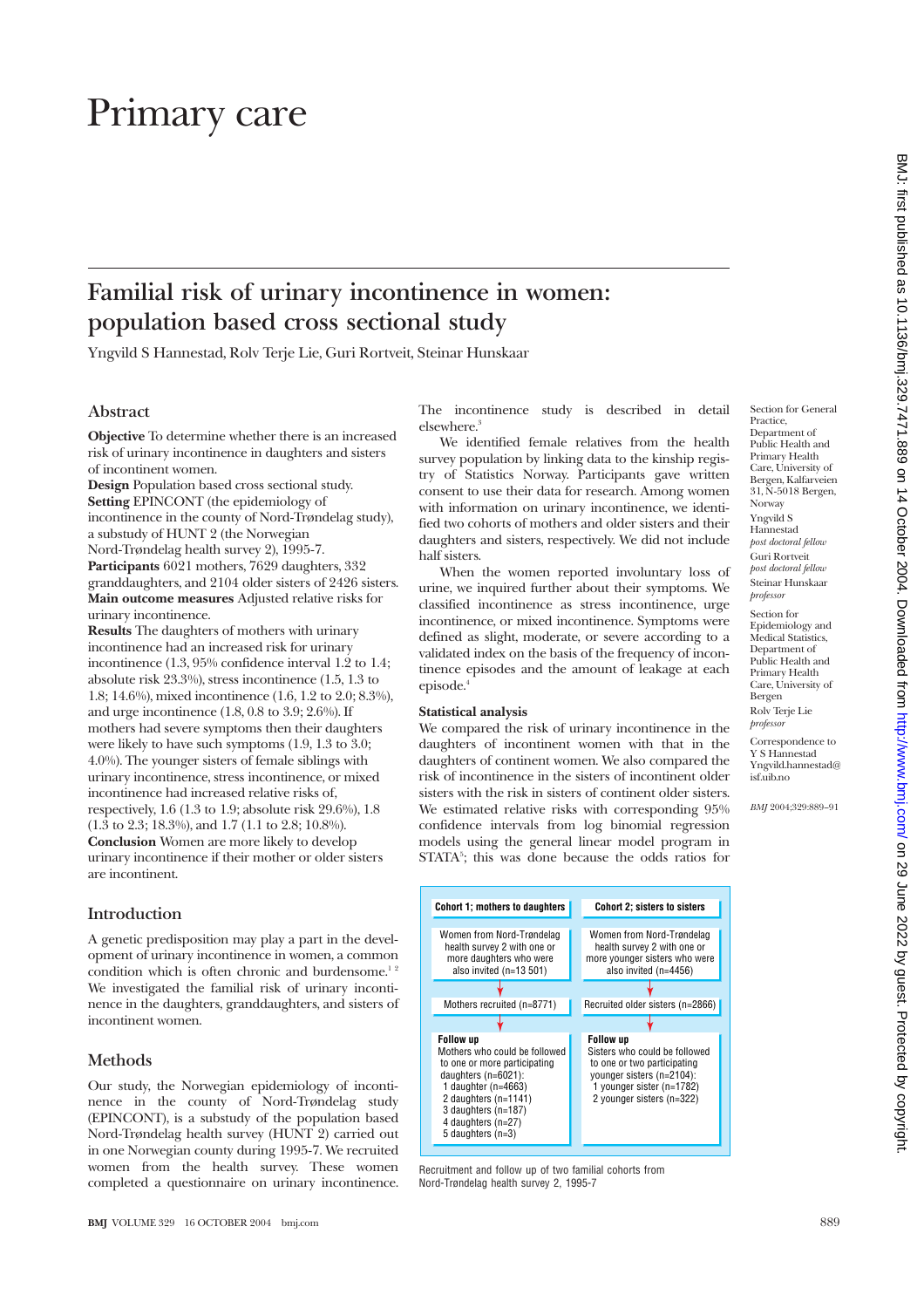# Primary care

## Familial risk of urinary incontinence in women: population based cross sectional study

Yngvild S Hannestad, Rolv Terje Lie, Guri Rortveit, Steinar Hunskaar

### Abstract

**Objective** To determine whether there is an increased risk of urinary incontinence in daughters and sisters of incontinent women.

**Design** Population based cross sectional study.

**Setting** EPINCONT (the epidemiology of incontinence in the county of Nord-Trøndelag study), a substudy of HUNT 2 (the Norwegian Nord-Trøndelag health survey 2), 1995-7.

**Participants** 6021 mothers, 7629 daughters, 332 granddaughters, and 2104 older sisters of 2426 sisters.

**Main outcome measures** Adjusted relative risks for urinary incontinence.

**Results** The daughters of mothers with urinary incontinence had an increased risk for urinary incontinence (1.3, 95% confidence interval 1.2 to 1.4; absolute risk 23.3%), stress incontinence (1.5, 1.3 to 1.8; 14.6%), mixed incontinence (1.6, 1.2 to 2.0; 8.3%), and urge incontinence (1.8, 0.8 to 3.9; 2.6%). If mothers had severe symptoms then their daughters were likely to have such symptoms (1.9, 1.3 to 3.0; 4.0%). The younger sisters of female siblings with urinary incontinence, stress incontinence, or mixed incontinence had increased relative risks of, respectively, 1.6 (1.3 to 1.9; absolute risk 29.6%), 1.8 (1.3 to 2.3; 18.3%), and 1.7 (1.1 to 2.8; 10.8%).

**Conclusion** Women are more likely to develop urinary incontinence if their mother or older sisters are incontinent.

### Introduction

A genetic predisposition may play a part in the development of urinary incontinence in women, a common condition which is often chronic and burdensome.[1 2] We investigated the familial risk of urinary incontinence in the daughters, granddaughters, and sisters of incontinent women.

### Methods

Our study, the Norwegian epidemiology of incontinence in the county of Nord-Trøndelag study (EPINCONT), is a substudy of the population based Nord-Trøndelag health survey (HUNT 2) carried out in one Norwegian county during 1995-7. We recruited women from the health survey. These women completed a questionnaire on urinary incontinence. The incontinence study is described in detail elsewhere.[3]

We identified female relatives from the health survey population by linking data to the kinship registry of Statistics Norway. Participants gave written consent to use their data for research. Among women with information on urinary incontinence, we identified two cohorts of mothers and older sisters and their daughters and sisters, respectively. We did not include half sisters.

When the women reported involuntary loss of urine, we inquired further about their symptoms. We classified incontinence as stress incontinence, urge incontinence, or mixed incontinence. Symptoms were defined as slight, moderate, or severe according to a validated index on the basis of the frequency of incontinence episodes and the amount of leakage at each episode.[4]

#### Statistical analysis

We compared the risk of urinary incontinence in the daughters of incontinent women with that in the daughters of continent women. We also compared the risk of incontinence in the sisters of incontinent older sisters with the risk in sisters of continent older sisters. We estimated relative risks with corresponding 95% confidence intervals from log binomial regression models using the general linear model program in STATA[5]; this was done because the odds ratios for

| Cohort 1; mothers to daughters | Cohort 2; sisters to sisters |
|---|---|
| Women from Nord-Trøndelag health survey 2 with one or more daughters who were also invited (n=13 501) | Women from Nord-Trøndelag health survey 2 with one or more younger sisters who were also invited (n=4456) |
| Mothers recruited (n=8771) | Recruited older sisters (n=2866) |
| **Follow up** Mothers who could be followed to one or more participating daughters (n=6021): 1 daughter (n=4663); 2 daughters (n=1141); 3 daughters (n=187); 4 daughters (n=27); 5 daughters (n=3) | **Follow up** Sisters who could be followed to one or two participating younger sisters (n=2104): 1 younger sister (n=1782); 2 younger sisters (n=322) |

Recruitment and follow up of two familial cohorts from Nord-Trøndelag health survey 2, 1995-7

Section for General Practice, Department of Public Health and Primary Health Care, University of Bergen, Kalfarveien 31, N-5018 Bergen, Norway

Yngvild S Hannestad *post doctoral fellow*

Guri Rortveit *post doctoral fellow*

Steinar Hunskaar *professor*

Section for Epidemiology and Medical Statistics, Department of Public Health and Primary Health Care, University of Bergen

Rolv Terje Lie *professor*

Correspondence to Y S Hannestad Yngvild.hannestad@isf.uib.no

*BMJ* 2004;329:889–91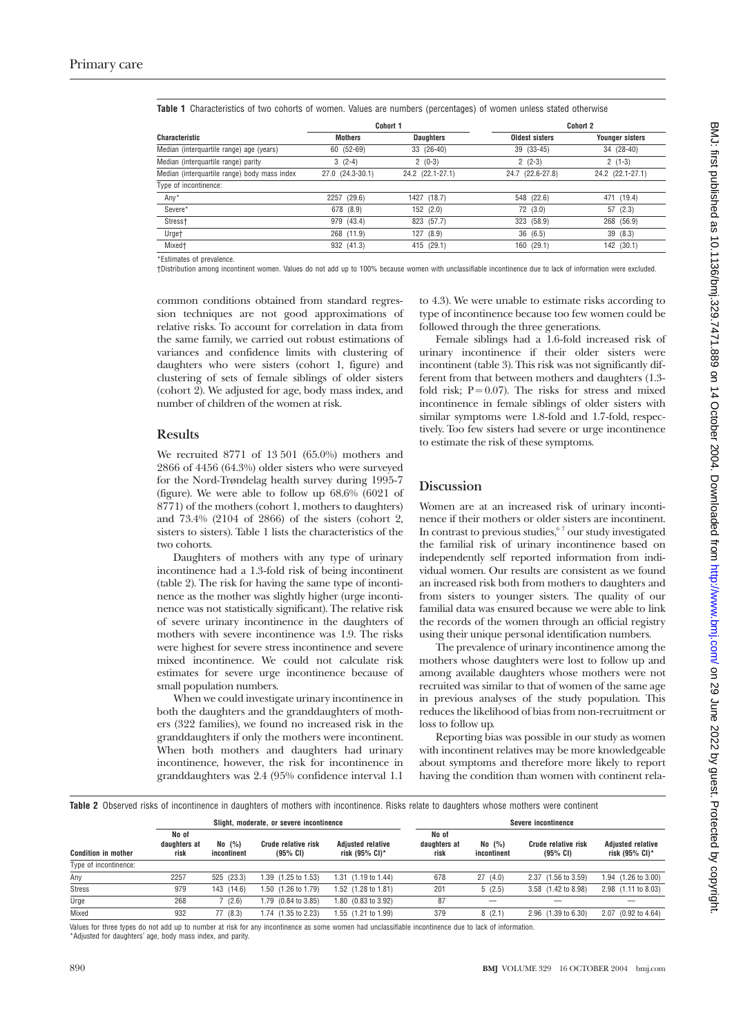**Table 1** Characteristics of two cohorts of women. Values are numbers (percentages) of women unless stated otherwise

| Characteristic | Cohort 1 | | Cohort 2 | |
|---|---|---|---|---|
| | **Mothers** | **Daughters** | **Oldest sisters** | **Younger sisters** |
| Median (interquartile range) age (years) | 60 (52-69) | 33 (26-40) | 39 (33-45) | 34 (28-40) |
| Median (interquartile range) parity | 3 (2-4) | 2 (0-3) | 2 (2-3) | 2 (1-3) |
| Median (interquartile range) body mass index | 27.0 (24.3-30.1) | 24.2 (22.1-27.1) | 24.7 (22.6-27.8) | 24.2 (22.1-27.1) |
| Type of incontinence: | | | | |
| Any* | 2257 (29.6) | 1427 (18.7) | 548 (22.6) | 471 (19.4) |
| Severe* | 678 (8.9) | 152 (2.0) | 72 (3.0) | 57 (2.3) |
| Stress† | 979 (43.4) | 823 (57.7) | 323 (58.9) | 268 (56.9) |
| Urge† | 268 (11.9) | 127 (8.9) | 36 (6.5) | 39 (8.3) |
| Mixed† | 932 (41.3) | 415 (29.1) | 160 (29.1) | 142 (30.1) |

*Estimates of prevalence.
†Distribution among incontinent women. Values do not add up to 100% because women with unclassifiable incontinence due to lack of information were excluded.

common conditions obtained from standard regression techniques are not good approximations of relative risks. To account for correlation in data from the same family, we carried out robust estimations of variances and confidence limits with clustering of daughters who were sisters (cohort 1, figure) and clustering of sets of female siblings of older sisters (cohort 2). We adjusted for age, body mass index, and number of children of the women at risk.

## Results

We recruited 8771 of 13 501 (65.0%) mothers and 2866 of 4456 (64.3%) older sisters who were surveyed for the Nord-Trøndelag health survey during 1995-7 (figure). We were able to follow up 68.6% (6021 of 8771) of the mothers (cohort 1, mothers to daughters) and 73.4% (2104 of 2866) of the sisters (cohort 2, sisters to sisters). Table 1 lists the characteristics of the two cohorts.

Daughters of mothers with any type of urinary incontinence had a 1.3-fold risk of being incontinent (table 2). The risk for having the same type of incontinence as the mother was slightly higher (urge incontinence was not statistically significant). The relative risk of severe urinary incontinence in the daughters of mothers with severe incontinence was 1.9. The risks were highest for severe stress incontinence and severe mixed incontinence. We could not calculate risk estimates for severe urge incontinence because of small population numbers.

When we could investigate urinary incontinence in both the daughters and the granddaughters of mothers (322 families), we found no increased risk in the granddaughters if only the mothers were incontinent. When both mothers and daughters had urinary incontinence, however, the risk for incontinence in granddaughters was 2.4 (95% confidence interval 1.1 to 4.3). We were unable to estimate risks according to type of incontinence because too few women could be followed through the three generations.

Female siblings had a 1.6-fold increased risk of urinary incontinence if their older sisters were incontinent (table 3). This risk was not significantly different from that between mothers and daughters (1.3-fold risk; $P = 0.07$). The risks for stress and mixed incontinence in female siblings of older sisters with similar symptoms were 1.8-fold and 1.7-fold, respectively. Too few sisters had severe or urge incontinence to estimate the risk of these symptoms.

## Discussion

Women are at an increased risk of urinary incontinence if their mothers or older sisters are incontinent. In contrast to previous studies,[6 7] our study investigated the familial risk of urinary incontinence based on independently self reported information from individual women. Our results are consistent as we found an increased risk both from mothers to daughters and from sisters to younger sisters. The quality of our familial data was ensured because we were able to link the records of the women through an official registry using their unique personal identification numbers.

The prevalence of urinary incontinence among the mothers whose daughters were lost to follow up and among available daughters whose mothers were not recruited was similar to that of women of the same age in previous analyses of the study population. This reduces the likelihood of bias from non-recruitment or loss to follow up.

Reporting bias was possible in our study as women with incontinent relatives may be more knowledgeable about symptoms and therefore more likely to report having the condition than women with continent rela-

**Table 2** Observed risks of incontinence in daughters of mothers with incontinence. Risks relate to daughters whose mothers were continent

| Condition in mother | Slight, moderate, or severe incontinence | | | | Severe incontinence | | | |
|---|---|---|---|---|---|---|---|---|
| | No of daughters at risk | No (%) incontinent | Crude relative risk (95% CI) | Adjusted relative risk (95% CI)* | No of daughters at risk | No (%) incontinent | Crude relative risk (95% CI) | Adjusted relative risk (95% CI)* |
| Type of incontinence: | | | | | | | | |
| Any | 2257 | 525 (23.3) | 1.39 (1.25 to 1.53) | 1.31 (1.19 to 1.44) | 678 | 27 (4.0) | 2.37 (1.56 to 3.59) | 1.94 (1.26 to 3.00) |
| Stress | 979 | 143 (14.6) | 1.50 (1.26 to 1.79) | 1.52 (1.28 to 1.81) | 201 | 5 (2.5) | 3.58 (1.42 to 8.98) | 2.98 (1.11 to 8.03) |
| Urge | 268 | 7 (2.6) | 1.79 (0.84 to 3.85) | 1.80 (0.83 to 3.92) | 87 | — | — | — |
| Mixed | 932 | 77 (8.3) | 1.74 (1.35 to 2.23) | 1.55 (1.21 to 1.99) | 379 | 8 (2.1) | 2.96 (1.39 to 6.30) | 2.07 (0.92 to 4.64) |

Values for three types do not add up to number at risk for any incontinence as some women had unclassifiable incontinence due to lack of information.
*Adjusted for daughters' age, body mass index, and parity.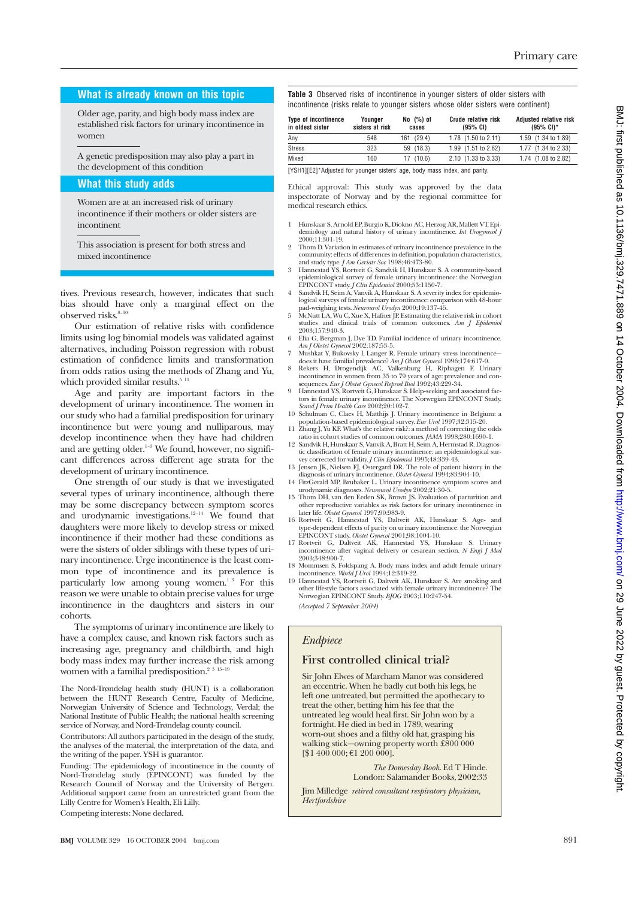## What is already known on this topic

Older age, parity, and high body mass index are established risk factors for urinary incontinence in women

A genetic predisposition may also play a part in the development of this condition

## What this study adds

Women are at an increased risk of urinary incontinence if their mothers or older sisters are incontinent

This association is present for both stress and mixed incontinence

tives. Previous research, however, indicates that such bias should have only a marginal effect on the observed risks.[8–10]

Our estimation of relative risks with confidence limits using log binomial models was validated against alternatives, including Poisson regression with robust estimation of confidence limits and transformation from odds ratios using the methods of Zhang and Yu, which provided similar results.[5 11]

Age and parity are important factors in the development of urinary incontinence. The women in our study who had a familial predisposition for urinary incontinence but were young and nulliparous, may develop incontinence when they have had children and are getting older.[1–3] We found, however, no significant differences across different age strata for the development of urinary incontinence.

One strength of our study is that we investigated several types of urinary incontinence, although there may be some discrepancy between symptom scores and urodynamic investigations.[12–14] We found that daughters were more likely to develop stress or mixed incontinence if their mother had these conditions as were the sisters of older siblings with these types of urinary incontinence. Urge incontinence is the least common type of incontinence and its prevalence is particularly low among young women.[1 3] For this reason we were unable to obtain precise values for urge incontinence in the daughters and sisters in our cohorts.

The symptoms of urinary incontinence are likely to have a complex cause, and known risk factors such as increasing age, pregnancy and childbirth, and high body mass index may further increase the risk among women with a familial predisposition.[2 3 15–19]

The Nord-Trøndelag health study (HUNT) is a collaboration between the HUNT Research Centre, Faculty of Medicine, Norwegian University of Science and Technology, Verdal; the National Institute of Public Health; the national health screening service of Norway, and Nord-Trøndelag county council.

Contributors: All authors participated in the design of the study, the analyses of the material, the interpretation of the data, and the writing of the paper. YSH is guarantor.

Funding: The epidemiology of incontinence in the county of Nord-Trøndelag study (EPINCONT) was funded by the Research Council of Norway and the University of Bergen. Additional support came from an unrestricted grant from the Lilly Centre for Women's Health, Eli Lilly.

Competing interests: None declared.

**Table 3** Observed risks of incontinence in younger sisters of older sisters with incontinence (risks relate to younger sisters whose older sisters were continent)

| Type of incontinence in oldest sister | Younger sisters at risk | No (%) of cases | Crude relative risk (95% CI) | Adjusted relative risk (95% CI)* |
|---|---|---|---|---|
| Any | 548 | 161 (29.4) | 1.78 (1.50 to 2.11) | 1.59 (1.34 to 1.89) |
| Stress | 323 | 59 (18.3) | 1.99 (1.51 to 2.62) | 1.77 (1.34 to 2.33) |
| Mixed | 160 | 17 (10.6) | 2.10 (1.33 to 3.33) | 1.74 (1.08 to 2.82) |

[YSH1][E2]*Adjusted for younger sisters' age, body mass index, and parity.

Ethical approval: This study was approved by the data inspectorate of Norway and by the regional committee for medical research ethics.

1. Hunskaar S, Arnold EP, Burgio K, Diokno AC, Herzog AR, Mallett VT. Epidemiology and natural history of urinary incontinence. *Int Urogynecol J* 2000;11:301-19.
2. Thom D. Variation in estimates of urinary incontinence prevalence in the community: effects of differences in definition, population characteristics, and study type. *J Am Geriatr Soc* 1998;46:473-80.
3. Hannestad YS, Rortveit G, Sandvik H, Hunskaar S. A community-based epidemiological survey of female urinary incontinence: the Norwegian EPINCONT study. *J Clin Epidemiol* 2000;53:1150-7.
4. Sandvik H, Seim A, Vanvik A, Hunskaar S. A severity index for epidemiological surveys of female urinary incontinence: comparison with 48-hour pad-weighing tests. *Neurourol Urodyn* 2000;19:137-45.
5. McNutt LA, Wu C, Xue X, Hafner JP. Estimating the relative risk in cohort studies and clinical trials of common outcomes. *Am J Epidemiol* 2003;157:940-3.
6. Elia G, Bergman J, Dye TD. Familial incidence of urinary incontinence. *Am J Obstet Gynecol* 2002;187:53-5.
7. Mushkat Y, Bukovsky I, Langer R. Female urinary stress incontinence—does it have familial prevalence? *Am J Obstet Gynecol* 1996;174:617-9.
8. Rekers H, Drogendijk AC, Valkenburg H, Riphagen F. Urinary incontinence in women from 35 to 79 years of age: prevalence and consequences. *Eur J Obstet Gynecol Reprod Biol* 1992;43:229-34.
9. Hannestad YS, Rortveit G, Hunskaar S. Help-seeking and associated factors in female urinary incontinence. The Norwegian EPINCONT Study. *Scand J Prim Health Care* 2002;20:102-7.
10. Schulman C, Claes H, Matthijs J. Urinary incontinence in Belgium: a population-based epidemiological survey. *Eur Urol* 1997;32:315-20.
11. Zhang J, Yu KF. What's the relative risk?: a method of correcting the odds ratio in cohort studies of common outcomes. *JAMA* 1998;280:1690-1.
12. Sandvik H, Hunskaar S, Vanvik A, Bratt H, Seim A, Hermstad R. Diagnostic classification of female urinary incontinence: an epidemiological survey corrected for validity. *J Clin Epidemiol* 1995;48:339-43.
13. Jensen JK, Nielsen FJ, Ostergard DR. The role of patient history in the diagnosis of urinary incontinence. *Obstet Gynecol* 1994;83:904-10.
14. FitzGerald MP, Brubaker L. Urinary incontinence symptom scores and urodynamic diagnoses. *Neurourol Urodyn* 2002;21:30-5.
15. Thom DH, van den Eeden SK, Brown JS. Evaluation of parturition and other reproductive variables as risk factors for urinary incontinence in later life. *Obstet Gynecol* 1997;90:983-9.
16. Rortveit G, Hannestad YS, Daltveit AK, Hunskaar S. Age- and type-dependent effects of parity on urinary incontinence: the Norwegian EPINCONT study. *Obstet Gynecol* 2001;98:1004-10.
17. Rortveit G, Daltveit AK, Hannestad YS, Hunskaar S. Urinary incontinence after vaginal delivery or cesarean section. *N Engl J Med* 2003;348:900-7.
18. Mommsen S, Foldspang A. Body mass index and adult female urinary incontinence. *World J Urol* 1994;12:319-22.
19. Hannestad YS, Rortveit G, Daltveit AK, Hunskaar S. Are smoking and other lifestyle factors associated with female urinary incontinence? The Norwegian EPINCONT Study. *BJOG* 2003;110:247-54.

*(Accepted 7 September 2004)*

### *Endpiece*

### First controlled clinical trial?

Sir John Elwes of Marcham Manor was considered an eccentric. When he badly cut both his legs, he left one untreated, but permitted the apothecary to treat the other, betting him his fee that the untreated leg would heal first. Sir John won by a fortnight. He died in bed in 1789, wearing worn-out shoes and a filthy old hat, grasping his walking stick—owning property worth £800 000 [$1 400 000; €1 200 000].

*The Domesday Book.* Ed T Hinde. London: Salamander Books, 2002:33

Jim Milledge *retired consultant respiratory physician, Hertfordshire*